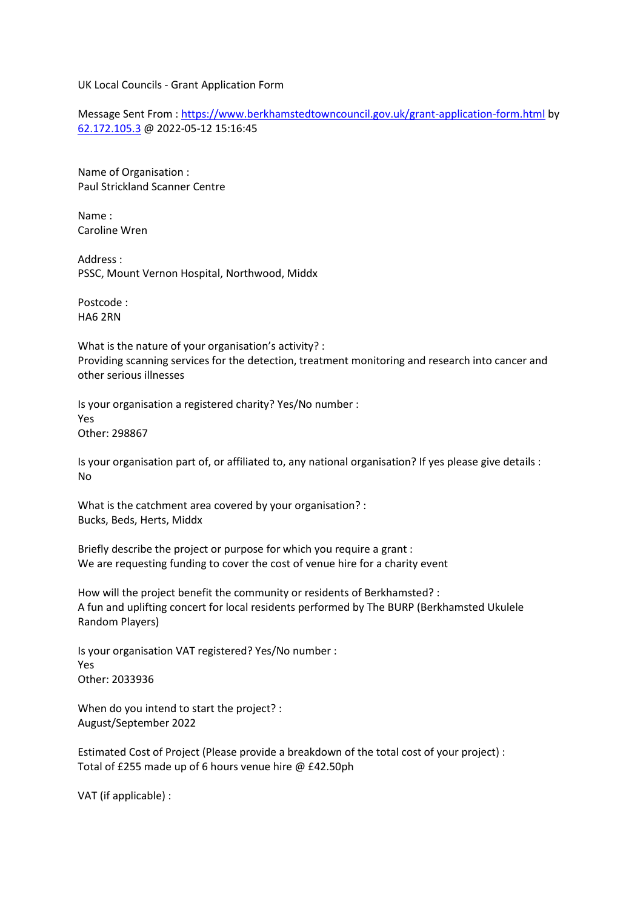UK Local Councils - Grant Application Form

Message Sent From : https://www.berkhamstedtowncouncil.gov.uk/grant-application-form.html by 62.172.105.3 @ 2022-05-12 15:16:45

Name of Organisation :
Paul Strickland Scanner Centre

Name :
Caroline Wren

Address :
PSSC, Mount Vernon Hospital, Northwood, Middx

Postcode :
HA6 2RN

What is the nature of your organisation's activity? :
Providing scanning services for the detection, treatment monitoring and research into cancer and other serious illnesses

Is your organisation a registered charity? Yes/No number :
Yes
Other: 298867

Is your organisation part of, or affiliated to, any national organisation? If yes please give details :
No

What is the catchment area covered by your organisation? :
Bucks, Beds, Herts, Middx

Briefly describe the project or purpose for which you require a grant :
We are requesting funding to cover the cost of venue hire for a charity event

How will the project benefit the community or residents of Berkhamsted? :
A fun and uplifting concert for local residents performed by The BURP (Berkhamsted Ukulele Random Players)

Is your organisation VAT registered? Yes/No number :
Yes
Other: 2033936

When do you intend to start the project? :
August/September 2022

Estimated Cost of Project (Please provide a breakdown of the total cost of your project) :
Total of £255 made up of 6 hours venue hire @ £42.50ph

VAT (if applicable) :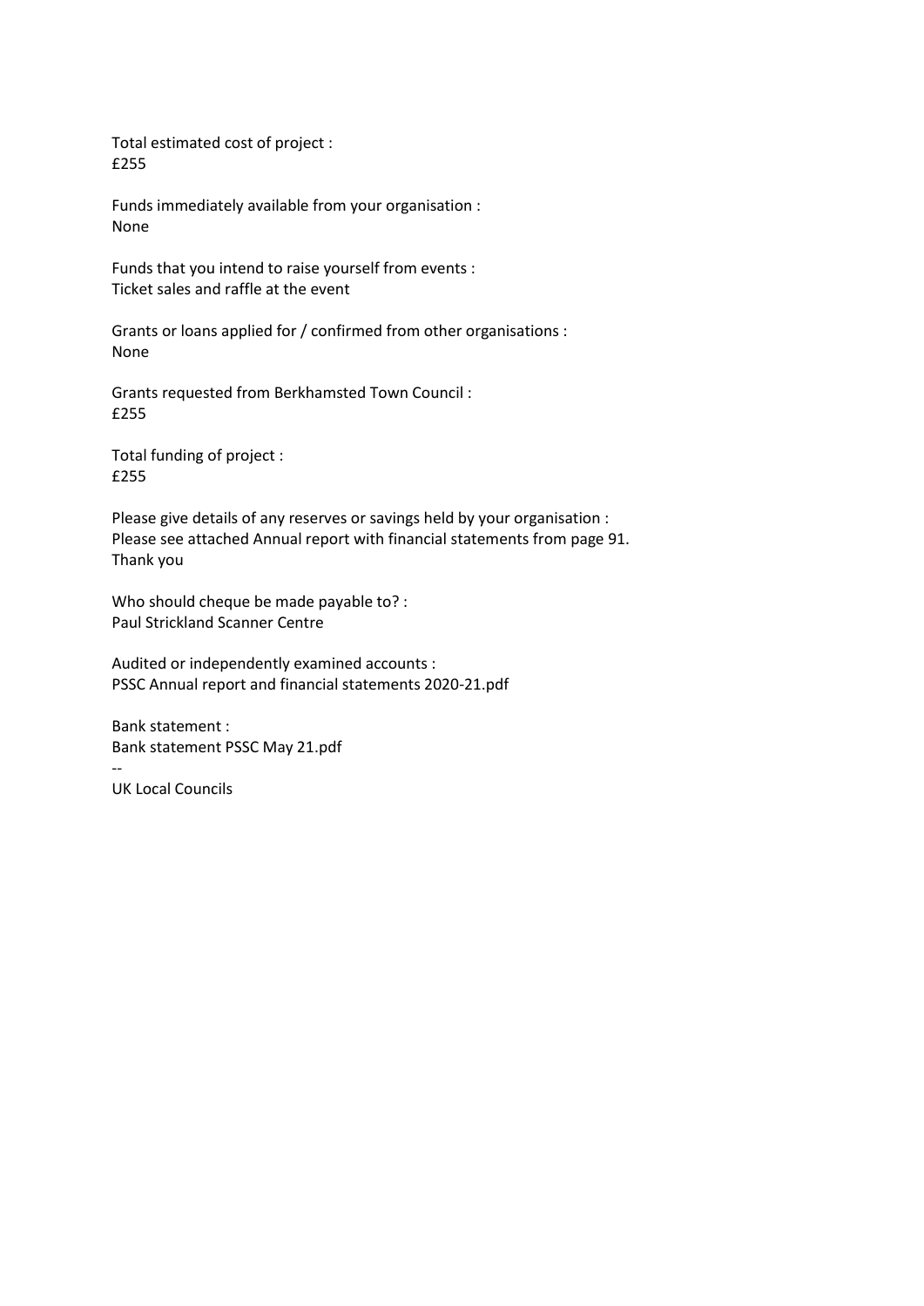Total estimated cost of project :
£255

Funds immediately available from your organisation :
None

Funds that you intend to raise yourself from events :
Ticket sales and raffle at the event

Grants or loans applied for / confirmed from other organisations :
None

Grants requested from Berkhamsted Town Council :
£255

Total funding of project :
£255

Please give details of any reserves or savings held by your organisation :
Please see attached Annual report with financial statements from page 91.
Thank you

Who should cheque be made payable to? :
Paul Strickland Scanner Centre

Audited or independently examined accounts :
PSSC Annual report and financial statements 2020-21.pdf

Bank statement :
Bank statement PSSC May 21.pdf

--
UK Local Councils